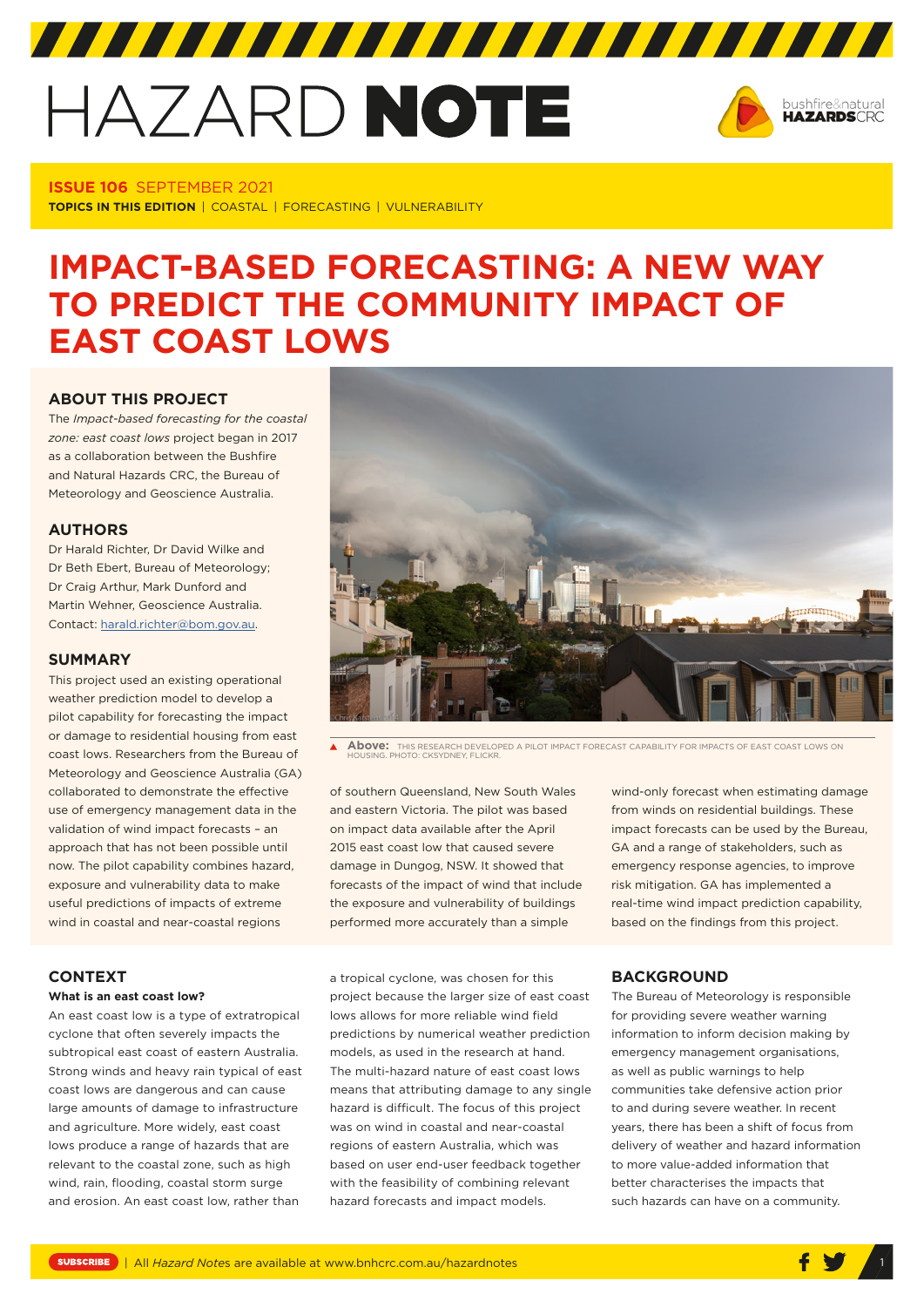# HAZARD NOTE

**ISSUE 106** SEPTEMBER 2021

**TOPICS IN THIS EDITION** | COASTAL | FORECASTING | VULNERABILITY

# IMPACT-BASED FORECASTING: A NEW WAY TO PREDICT THE COMMUNITY IMPACT OF EAST COAST LOWS

## ABOUT THIS PROJECT

The *Impact-based forecasting for the coastal zone: east coast lows* project began in 2017 as a collaboration between the Bushfire and Natural Hazards CRC, the Bureau of Meteorology and Geoscience Australia.

## AUTHORS

Dr Harald Richter, Dr David Wilke and Dr Beth Ebert, Bureau of Meteorology; Dr Craig Arthur, Mark Dunford and Martin Wehner, Geoscience Australia. Contact: harald.richter@bom.gov.au.

## SUMMARY

This project used an existing operational weather prediction model to develop a pilot capability for forecasting the impact or damage to residential housing from east coast lows. Researchers from the Bureau of Meteorology and Geoscience Australia (GA) collaborated to demonstrate the effective use of emergency management data in the validation of wind impact forecasts – an approach that has not been possible until now. The pilot capability combines hazard, exposure and vulnerability data to make useful predictions of impacts of extreme wind in coastal and near-coastal regions of southern Queensland, New South Wales and eastern Victoria. The pilot was based on impact data available after the April 2015 east coast low that caused severe damage in Dungog, NSW. It showed that forecasts of the impact of wind that include the exposure and vulnerability of buildings performed more accurately than a simple wind-only forecast when estimating damage from winds on residential buildings. These impact forecasts can be used by the Bureau, GA and a range of stakeholders, such as emergency response agencies, to improve risk mitigation. GA has implemented a real-time wind impact prediction capability, based on the findings from this project.

**Above:** THIS RESEARCH DEVELOPED A PILOT IMPACT FORECAST CAPABILITY FOR IMPACTS OF EAST COAST LOWS ON HOUSING. PHOTO: CKSYDNEY, FLICKR.

## CONTEXT

### What is an east coast low?

An east coast low is a type of extratropical cyclone that often severely impacts the subtropical east coast of eastern Australia. Strong winds and heavy rain typical of east coast lows are dangerous and can cause large amounts of damage to infrastructure and agriculture. More widely, east coast lows produce a range of hazards that are relevant to the coastal zone, such as high wind, rain, flooding, coastal storm surge and erosion. An east coast low, rather than a tropical cyclone, was chosen for this project because the larger size of east coast lows allows for more reliable wind field predictions by numerical weather prediction models, as used in the research at hand. The multi-hazard nature of east coast lows means that attributing damage to any single hazard is difficult. The focus of this project was on wind in coastal and near-coastal regions of eastern Australia, which was based on user end-user feedback together with the feasibility of combining relevant hazard forecasts and impact models.

## BACKGROUND

The Bureau of Meteorology is responsible for providing severe weather warning information to inform decision making by emergency management organisations, as well as public warnings to help communities take defensive action prior to and during severe weather. In recent years, there has been a shift of focus from delivery of weather and hazard information to more value-added information that better characterises the impacts that such hazards can have on a community.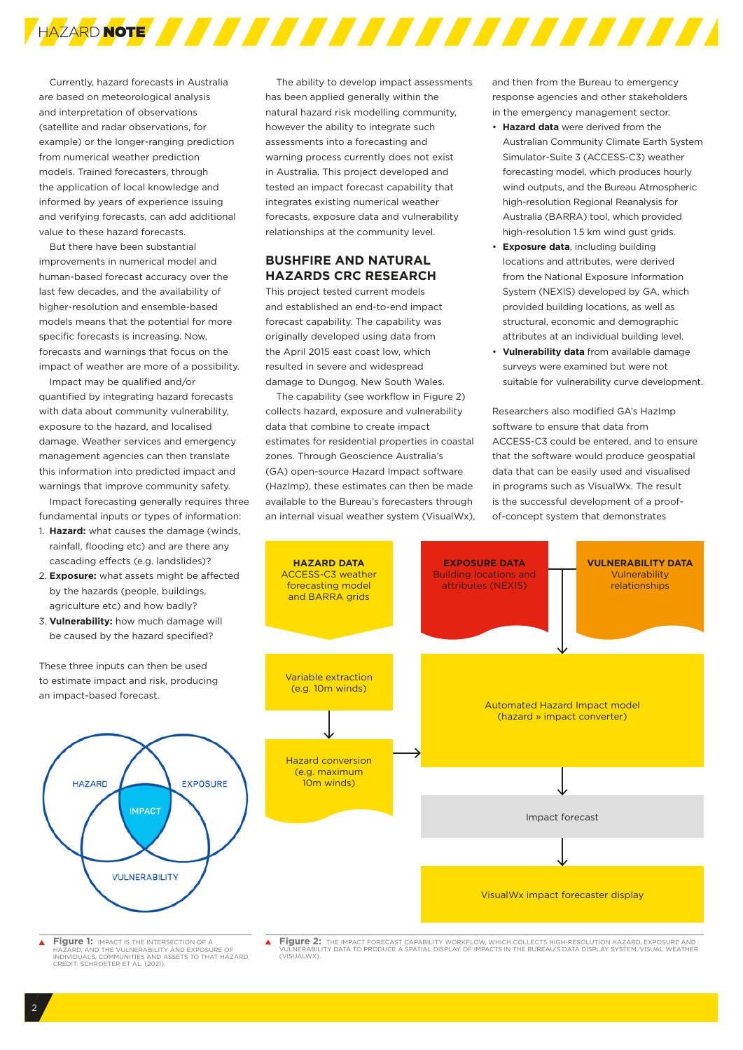Currently, hazard forecasts in Australia are based on meteorological analysis and interpretation of observations (satellite and radar observations, for example) or the longer-ranging prediction from numerical weather prediction models. Trained forecasters, through the application of local knowledge and informed by years of experience issuing and verifying forecasts, can add additional value to these hazard forecasts.

But there have been substantial improvements in numerical model and human-based forecast accuracy over the last few decades, and the availability of higher-resolution and ensemble-based models means that the potential for more specific forecasts is increasing. Now, forecasts and warnings that focus on the impact of weather are more of a possibility.

Impact may be qualified and/or quantified by integrating hazard forecasts with data about community vulnerability, exposure to the hazard, and localised damage. Weather services and emergency management agencies can then translate this information into predicted impact and warnings that improve community safety.

Impact forecasting generally requires three fundamental inputs or types of information:

1. **Hazard:** what causes the damage (winds, rainfall, flooding etc) and are there any cascading effects (e.g. landslides)?
2. **Exposure:** what assets might be affected by the hazards (people, buildings, agriculture etc) and how badly?
3. **Vulnerability:** how much damage will be caused by the hazard specified?

These three inputs can then be used to estimate impact and risk, producing an impact-based forecast.

HAZARD · EXPOSURE · IMPACT · VULNERABILITY

Figure 1: IMPACT IS THE INTERSECTION OF A HAZARD, AND THE VULNERABILITY AND EXPOSURE OF INDIVIDUALS, COMMUNITIES AND ASSETS TO THAT HAZARD. CREDIT: SCHROETER ET AL. (2021).

The ability to develop impact assessments has been applied generally within the natural hazard risk modelling community, however the ability to integrate such assessments into a forecasting and warning process currently does not exist in Australia. This project developed and tested an impact forecast capability that integrates existing numerical weather forecasts, exposure data and vulnerability relationships at the community level.

## BUSHFIRE AND NATURAL HAZARDS CRC RESEARCH

This project tested current models and established an end-to-end impact forecast capability. The capability was originally developed using data from the April 2015 east coast low, which resulted in severe and widespread damage to Dungog, New South Wales.

The capability (see workflow in Figure 2) collects hazard, exposure and vulnerability data that combine to create impact estimates for residential properties in coastal zones. Through Geoscience Australia's (GA) open-source Hazard Impact software (HazImp), these estimates can then be made available to the Bureau's forecasters through an internal visual weather system (VisualWx), and then from the Bureau to emergency response agencies and other stakeholders in the emergency management sector.

- **Hazard data** were derived from the Australian Community Climate Earth System Simulator-Suite 3 (ACCESS-C3) weather forecasting model, which produces hourly wind outputs, and the Bureau Atmospheric high-resolution Regional Reanalysis for Australia (BARRA) tool, which provided high-resolution 1.5 km wind gust grids.
- **Exposure data**, including building locations and attributes, were derived from the National Exposure Information System (NEXIS) developed by GA, which provided building locations, as well as structural, economic and demographic attributes at an individual building level.
- **Vulnerability data** from available damage surveys were examined but were not suitable for vulnerability curve development.

Researchers also modified GA's HazImp software to ensure that data from ACCESS-C3 could be entered, and to ensure that the software would produce geospatial data that can be easily used and visualised in programs such as VisualWx. The result is the successful development of a proof-of-concept system that demonstrates

**HAZARD DATA** ACCESS-C3 weather forecasting model and BARRA grids → Variable extraction (e.g. 10m winds) → Hazard conversion (e.g. maximum 10m winds) → Automated Hazard Impact model (hazard » impact converter)

**EXPOSURE DATA** Building locations and attributes (NEXIS) + **VULNERABILITY DATA** Vulnerability relationships → Automated Hazard Impact model (hazard » impact converter)

Automated Hazard Impact model (hazard » impact converter) → Impact forecast → VisualWx impact forecaster display

Figure 2: THE IMPACT FORECAST CAPABILITY WORKFLOW, WHICH COLLECTS HIGH-RESOLUTION HAZARD, EXPOSURE AND VULNERABILITY DATA TO PRODUCE A SPATIAL DISPLAY OF IMPACTS IN THE BUREAU'S DATA DISPLAY SYSTEM, VISUAL WEATHER (VISUALWX).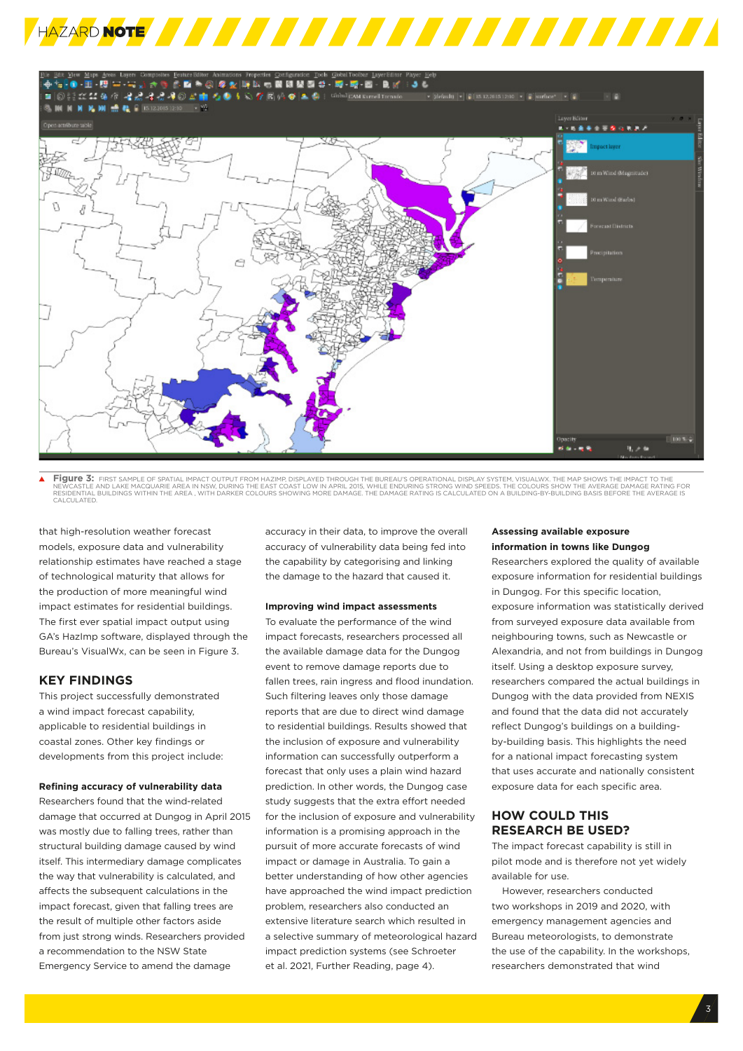**Figure 3:** FIRST SAMPLE OF SPATIAL IMPACT OUTPUT FROM HAZIMP, DISPLAYED THROUGH THE BUREAU'S OPERATIONAL DISPLAY SYSTEM, VISUALWX. THE MAP SHOWS THE IMPACT TO THE NEWCASTLE AND LAKE MACQUARIE AREA IN NSW, DURING THE EAST COAST LOW IN APRIL 2015, WHILE ENDURING STRONG WIND SPEEDS. THE COLOURS SHOW THE AVERAGE DAMAGE RATING FOR RESIDENTIAL BUILDINGS WITHIN THE AREA , WITH DARKER COLOURS SHOWING MORE DAMAGE. THE DAMAGE RATING IS CALCULATED ON A BUILDING-BY-BUILDING BASIS BEFORE THE AVERAGE IS CALCULATED.

that high-resolution weather forecast models, exposure data and vulnerability relationship estimates have reached a stage of technological maturity that allows for the production of more meaningful wind impact estimates for residential buildings. The first ever spatial impact output using GA's HazImp software, displayed through the Bureau's VisualWx, can be seen in Figure 3.

## KEY FINDINGS

This project successfully demonstrated a wind impact forecast capability, applicable to residential buildings in coastal zones. Other key findings or developments from this project include:

**Refining accuracy of vulnerability data**

Researchers found that the wind-related damage that occurred at Dungog in April 2015 was mostly due to falling trees, rather than structural building damage caused by wind itself. This intermediary damage complicates the way that vulnerability is calculated, and affects the subsequent calculations in the impact forecast, given that falling trees are the result of multiple other factors aside from just strong winds. Researchers provided a recommendation to the NSW State Emergency Service to amend the damage accuracy in their data, to improve the overall accuracy of vulnerability data being fed into the capability by categorising and linking the damage to the hazard that caused it.

**Improving wind impact assessments**

To evaluate the performance of the wind impact forecasts, researchers processed all the available damage data for the Dungog event to remove damage reports due to fallen trees, rain ingress and flood inundation. Such filtering leaves only those damage reports that are due to direct wind damage to residential buildings. Results showed that the inclusion of exposure and vulnerability information can successfully outperform a forecast that only uses a plain wind hazard prediction. In other words, the Dungog case study suggests that the extra effort needed for the inclusion of exposure and vulnerability information is a promising approach in the pursuit of more accurate forecasts of wind impact or damage in Australia. To gain a better understanding of how other agencies have approached the wind impact prediction problem, researchers also conducted an extensive literature search which resulted in a selective summary of meteorological hazard impact prediction systems (see Schroeter et al. 2021, Further Reading, page 4).

**Assessing available exposure information in towns like Dungog**

Researchers explored the quality of available exposure information for residential buildings in Dungog. For this specific location, exposure information was statistically derived from surveyed exposure data available from neighbouring towns, such as Newcastle or Alexandria, and not from buildings in Dungog itself. Using a desktop exposure survey, researchers compared the actual buildings in Dungog with the data provided from NEXIS and found that the data did not accurately reflect Dungog's buildings on a building-by-building basis. This highlights the need for a national impact forecasting system that uses accurate and nationally consistent exposure data for each specific area.

## HOW COULD THIS RESEARCH BE USED?

The impact forecast capability is still in pilot mode and is therefore not yet widely available for use.

However, researchers conducted two workshops in 2019 and 2020, with emergency management agencies and Bureau meteorologists, to demonstrate the use of the capability. In the workshops, researchers demonstrated that wind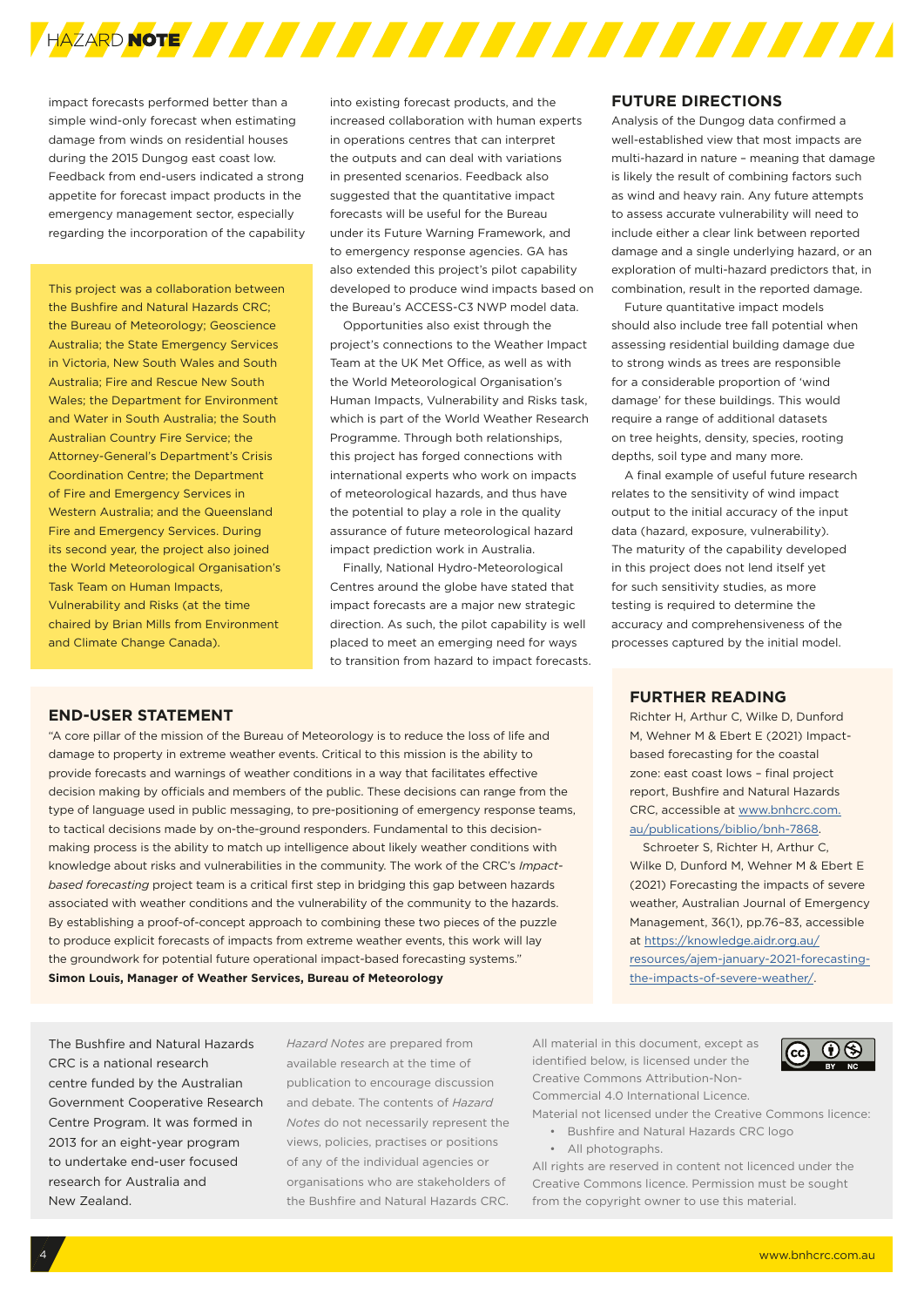impact forecasts performed better than a simple wind-only forecast when estimating damage from winds on residential houses during the 2015 Dungog east coast low. Feedback from end-users indicated a strong appetite for forecast impact products in the emergency management sector, especially regarding the incorporation of the capability into existing forecast products, and the increased collaboration with human experts in operations centres that can interpret the outputs and can deal with variations in presented scenarios. Feedback also suggested that the quantitative impact forecasts will be useful for the Bureau under its Future Warning Framework, and to emergency response agencies. GA has also extended this project's pilot capability developed to produce wind impacts based on the Bureau's ACCESS-C3 NWP model data.

Opportunities also exist through the project's connections to the Weather Impact Team at the UK Met Office, as well as with the World Meteorological Organisation's Human Impacts, Vulnerability and Risks task, which is part of the World Weather Research Programme. Through both relationships, this project has forged connections with international experts who work on impacts of meteorological hazards, and thus have the potential to play a role in the quality assurance of future meteorological hazard impact prediction work in Australia.

Finally, National Hydro-Meteorological Centres around the globe have stated that impact forecasts are a major new strategic direction. As such, the pilot capability is well placed to meet an emerging need for ways to transition from hazard to impact forecasts.

This project was a collaboration between the Bushfire and Natural Hazards CRC; the Bureau of Meteorology; Geoscience Australia; the State Emergency Services in Victoria, New South Wales and South Australia; Fire and Rescue New South Wales; the Department for Environment and Water in South Australia; the South Australian Country Fire Service; the Attorney-General's Department's Crisis Coordination Centre; the Department of Fire and Emergency Services in Western Australia; and the Queensland Fire and Emergency Services. During its second year, the project also joined the World Meteorological Organisation's Task Team on Human Impacts, Vulnerability and Risks (at the time chaired by Brian Mills from Environment and Climate Change Canada).

## FUTURE DIRECTIONS

Analysis of the Dungog data confirmed a well-established view that most impacts are multi-hazard in nature – meaning that damage is likely the result of combining factors such as wind and heavy rain. Any future attempts to assess accurate vulnerability will need to include either a clear link between reported damage and a single underlying hazard, or an exploration of multi-hazard predictors that, in combination, result in the reported damage.

Future quantitative impact models should also include tree fall potential when assessing residential building damage due to strong winds as trees are responsible for a considerable proportion of 'wind damage' for these buildings. This would require a range of additional datasets on tree heights, density, species, rooting depths, soil type and many more.

A final example of useful future research relates to the sensitivity of wind impact output to the initial accuracy of the input data (hazard, exposure, vulnerability). The maturity of the capability developed in this project does not lend itself yet for such sensitivity studies, as more testing is required to determine the accuracy and comprehensiveness of the processes captured by the initial model.

## END-USER STATEMENT

"A core pillar of the mission of the Bureau of Meteorology is to reduce the loss of life and damage to property in extreme weather events. Critical to this mission is the ability to provide forecasts and warnings of weather conditions in a way that facilitates effective decision making by officials and members of the public. These decisions can range from the type of language used in public messaging, to pre-positioning of emergency response teams, to tactical decisions made by on-the-ground responders. Fundamental to this decision-making process is the ability to match up intelligence about likely weather conditions with knowledge about risks and vulnerabilities in the community. The work of the CRC's *Impact-based forecasting* project team is a critical first step in bridging this gap between hazards associated with weather conditions and the vulnerability of the community to the hazards. By establishing a proof-of-concept approach to combining these two pieces of the puzzle to produce explicit forecasts of impacts from extreme weather events, this work will lay the groundwork for potential future operational impact-based forecasting systems."

**Simon Louis, Manager of Weather Services, Bureau of Meteorology**

## FURTHER READING

Richter H, Arthur C, Wilke D, Dunford M, Wehner M & Ebert E (2021) Impact-based forecasting for the coastal zone: east coast lows – final project report, Bushfire and Natural Hazards CRC, accessible at www.bnhcrc.com.au/publications/biblio/bnh-7868.

Schroeter S, Richter H, Arthur C, Wilke D, Dunford M, Wehner M & Ebert E (2021) Forecasting the impacts of severe weather, Australian Journal of Emergency Management, 36(1), pp.76–83, accessible at https://knowledge.aidr.org.au/resources/ajem-january-2021-forecasting-the-impacts-of-severe-weather/.

The Bushfire and Natural Hazards CRC is a national research centre funded by the Australian Government Cooperative Research Centre Program. It was formed in 2013 for an eight-year program to undertake end-user focused research for Australia and New Zealand.

*Hazard Notes* are prepared from available research at the time of publication to encourage discussion and debate. The contents of *Hazard Notes* do not necessarily represent the views, policies, practises or positions of any of the individual agencies or organisations who are stakeholders of the Bushfire and Natural Hazards CRC.

All material in this document, except as identified below, is licensed under the Creative Commons Attribution-Non-Commercial 4.0 International Licence.

Material not licensed under the Creative Commons licence:

- Bushfire and Natural Hazards CRC logo
- All photographs.

All rights are reserved in content not licenced under the Creative Commons licence. Permission must be sought from the copyright owner to use this material.